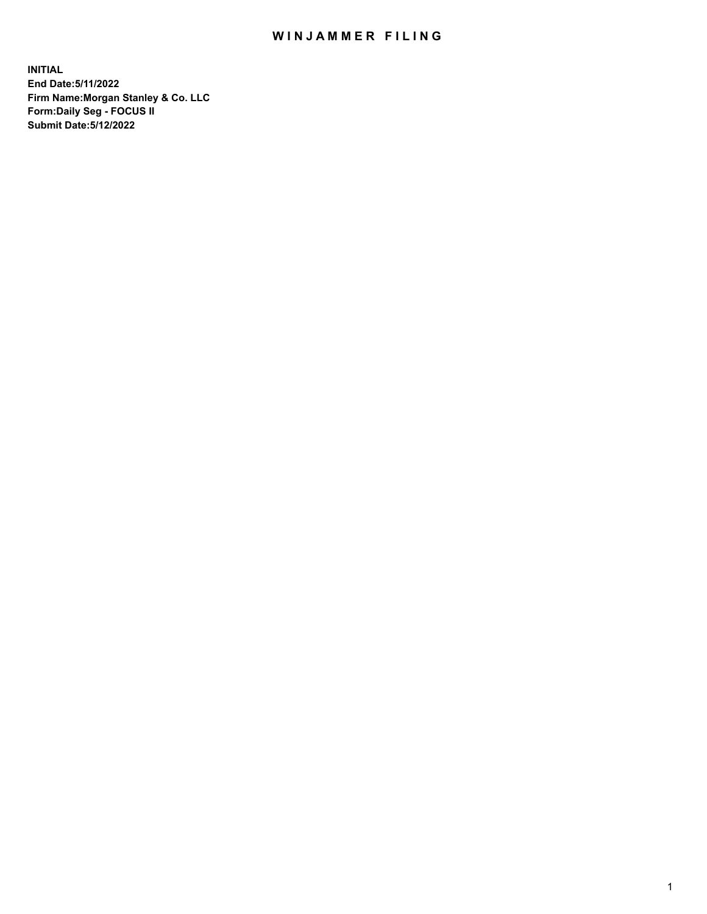# WINJAMMER FILING

**INITIAL**
**End Date:5/11/2022**
**Firm Name:Morgan Stanley & Co. LLC**
**Form:Daily Seg - FOCUS II**
**Submit Date:5/12/2022**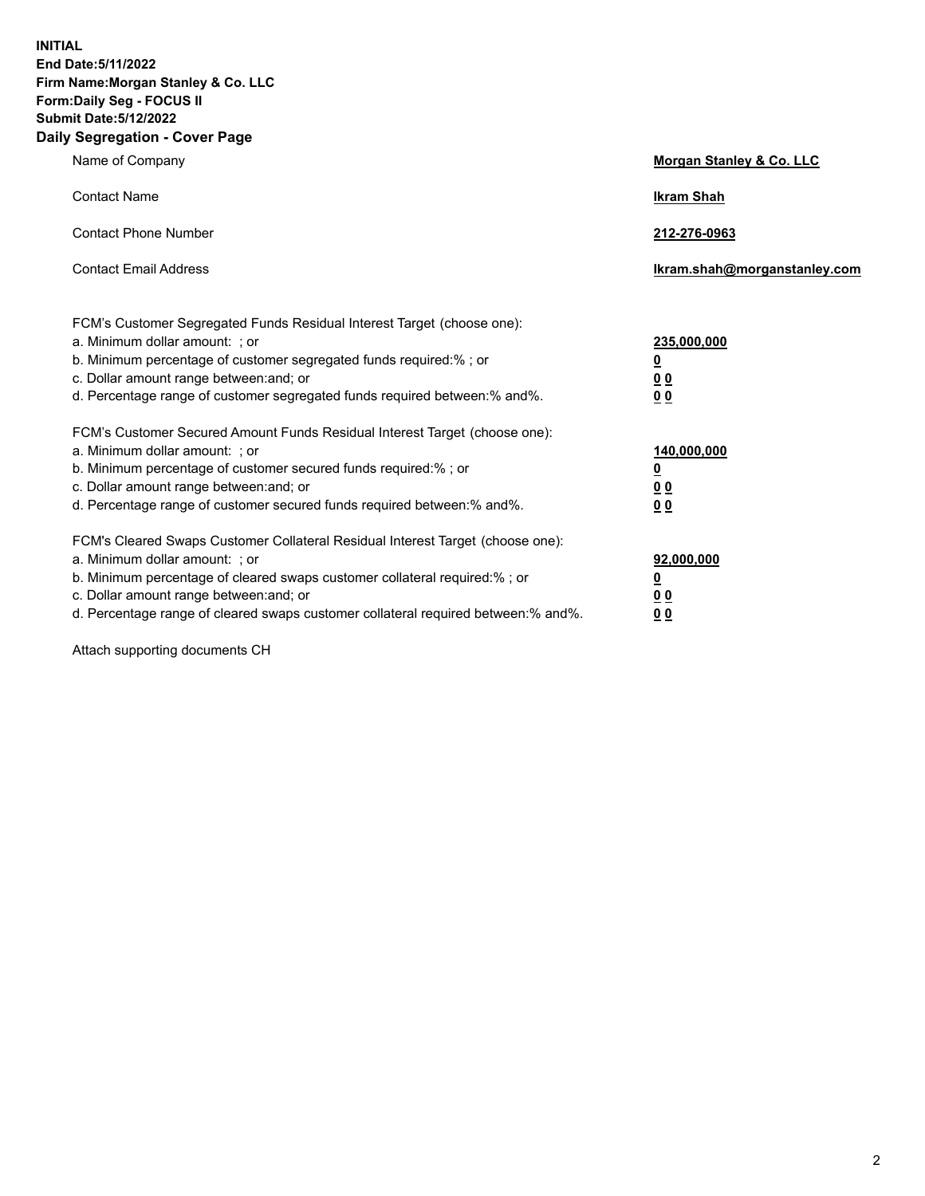**INITIAL**
**End Date:5/11/2022**
**Firm Name:Morgan Stanley & Co. LLC**
**Form:Daily Seg - FOCUS II**
**Submit Date:5/12/2022**

## Daily Segregation - Cover Page

| | |
|---|---|
| Name of Company | **Morgan Stanley & Co. LLC** |
| Contact Name | **Ikram Shah** |
| Contact Phone Number | **212-276-0963** |
| Contact Email Address | **Ikram.shah@morganstanley.com** |

| | |
|---|---|
| FCM's Customer Segregated Funds Residual Interest Target (choose one): | |
| a. Minimum dollar amount: ; or | **235,000,000** |
| b. Minimum percentage of customer segregated funds required:% ; or | **0** |
| c. Dollar amount range between:and; or | **0 0** |
| d. Percentage range of customer segregated funds required between:% and%. | **0 0** |
| FCM's Customer Secured Amount Funds Residual Interest Target (choose one): | |
| a. Minimum dollar amount: ; or | **140,000,000** |
| b. Minimum percentage of customer secured funds required:% ; or | **0** |
| c. Dollar amount range between:and; or | **0 0** |
| d. Percentage range of customer secured funds required between:% and%. | **0 0** |
| FCM's Cleared Swaps Customer Collateral Residual Interest Target (choose one): | |
| a. Minimum dollar amount: ; or | **92,000,000** |
| b. Minimum percentage of cleared swaps customer collateral required:% ; or | **0** |
| c. Dollar amount range between:and; or | **0 0** |
| d. Percentage range of cleared swaps customer collateral required between:% and%. | **0 0** |

Attach supporting documents CH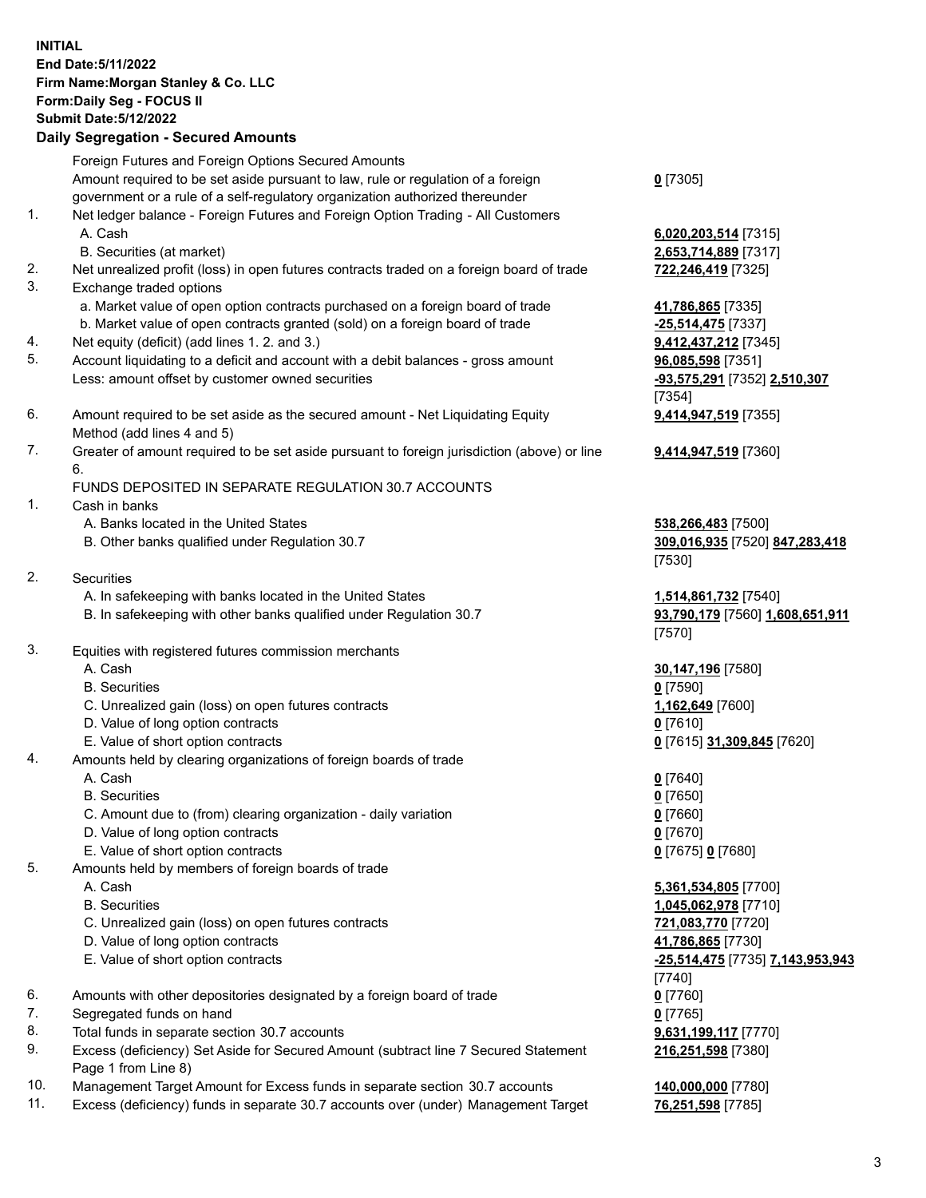**INITIAL**
**End Date:5/11/2022**
**Firm Name:Morgan Stanley & Co. LLC**
**Form:Daily Seg - FOCUS II**
**Submit Date:5/12/2022**

## Daily Segregation - Secured Amounts

| | | |
|---|---|---|
| | Foreign Futures and Foreign Options Secured Amounts | |
| | Amount required to be set aside pursuant to law, rule or regulation of a foreign government or a rule of a self-regulatory organization authorized thereunder | **0** [7305] |
| 1. | Net ledger balance - Foreign Futures and Foreign Option Trading - All Customers | |
| | A. Cash | **6,020,203,514** [7315] |
| | B. Securities (at market) | **2,653,714,889** [7317] |
| 2. | Net unrealized profit (loss) in open futures contracts traded on a foreign board of trade | **722,246,419** [7325] |
| 3. | Exchange traded options | |
| | a. Market value of open option contracts purchased on a foreign board of trade | **41,786,865** [7335] |
| | b. Market value of open contracts granted (sold) on a foreign board of trade | **-25,514,475** [7337] |
| 4. | Net equity (deficit) (add lines 1. 2. and 3.) | **9,412,437,212** [7345] |
| 5. | Account liquidating to a deficit and account with a debit balances - gross amount | **96,085,598** [7351] |
| | Less: amount offset by customer owned securities | **-93,575,291** [7352] **2,510,307** [7354] |
| 6. | Amount required to be set aside as the secured amount - Net Liquidating Equity Method (add lines 4 and 5) | **9,414,947,519** [7355] |
| 7. | Greater of amount required to be set aside pursuant to foreign jurisdiction (above) or line 6. | **9,414,947,519** [7360] |
| | FUNDS DEPOSITED IN SEPARATE REGULATION 30.7 ACCOUNTS | |
| 1. | Cash in banks | |
| | A. Banks located in the United States | **538,266,483** [7500] |
| | B. Other banks qualified under Regulation 30.7 | **309,016,935** [7520] **847,283,418** [7530] |
| 2. | Securities | |
| | A. In safekeeping with banks located in the United States | **1,514,861,732** [7540] |
| | B. In safekeeping with other banks qualified under Regulation 30.7 | **93,790,179** [7560] **1,608,651,911** [7570] |
| 3. | Equities with registered futures commission merchants | |
| | A. Cash | **30,147,196** [7580] |
| | B. Securities | **0** [7590] |
| | C. Unrealized gain (loss) on open futures contracts | **1,162,649** [7600] |
| | D. Value of long option contracts | **0** [7610] |
| | E. Value of short option contracts | **0** [7615] **31,309,845** [7620] |
| 4. | Amounts held by clearing organizations of foreign boards of trade | |
| | A. Cash | **0** [7640] |
| | B. Securities | **0** [7650] |
| | C. Amount due to (from) clearing organization - daily variation | **0** [7660] |
| | D. Value of long option contracts | **0** [7670] |
| | E. Value of short option contracts | **0** [7675] **0** [7680] |
| 5. | Amounts held by members of foreign boards of trade | |
| | A. Cash | **5,361,534,805** [7700] |
| | B. Securities | **1,045,062,978** [7710] |
| | C. Unrealized gain (loss) on open futures contracts | **721,083,770** [7720] |
| | D. Value of long option contracts | **41,786,865** [7730] |
| | E. Value of short option contracts | **-25,514,475** [7735] **7,143,953,943** [7740] |
| 6. | Amounts with other depositories designated by a foreign board of trade | **0** [7760] |
| 7. | Segregated funds on hand | **0** [7765] |
| 8. | Total funds in separate section 30.7 accounts | **9,631,199,117** [7770] |
| 9. | Excess (deficiency) Set Aside for Secured Amount (subtract line 7 Secured Statement Page 1 from Line 8) | **216,251,598** [7380] |
| 10. | Management Target Amount for Excess funds in separate section 30.7 accounts | **140,000,000** [7780] |
| 11. | Excess (deficiency) funds in separate 30.7 accounts over (under) Management Target | **76,251,598** [7785] |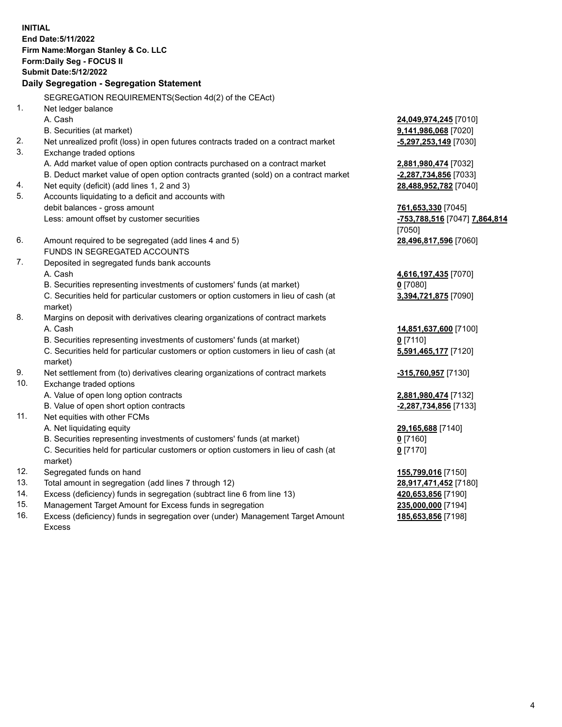**INITIAL**
**End Date:5/11/2022**
**Firm Name:Morgan Stanley & Co. LLC**
**Form:Daily Seg - FOCUS II**
**Submit Date:5/12/2022**

## Daily Segregation - Segregation Statement

SEGREGATION REQUIREMENTS(Section 4d(2) of the CEAct)

| | | |
|---|---|---|
| 1. | Net ledger balance | |
| | A. Cash | **24,049,974,245** [7010] |
| | B. Securities (at market) | **9,141,986,068** [7020] |
| 2. | Net unrealized profit (loss) in open futures contracts traded on a contract market | **-5,297,253,149** [7030] |
| 3. | Exchange traded options | |
| | A. Add market value of open option contracts purchased on a contract market | **2,881,980,474** [7032] |
| | B. Deduct market value of open option contracts granted (sold) on a contract market | **-2,287,734,856** [7033] |
| 4. | Net equity (deficit) (add lines 1, 2 and 3) | **28,488,952,782** [7040] |
| 5. | Accounts liquidating to a deficit and accounts with debit balances - gross amount | **761,653,330** [7045] |
| | Less: amount offset by customer securities | **-753,788,516** [7047] **7,864,814** [7050] |
| 6. | Amount required to be segregated (add lines 4 and 5) | **28,496,817,596** [7060] |
| | FUNDS IN SEGREGATED ACCOUNTS | |
| 7. | Deposited in segregated funds bank accounts | |
| | A. Cash | **4,616,197,435** [7070] |
| | B. Securities representing investments of customers' funds (at market) | **0** [7080] |
| | C. Securities held for particular customers or option customers in lieu of cash (at market) | **3,394,721,875** [7090] |
| 8. | Margins on deposit with derivatives clearing organizations of contract markets | |
| | A. Cash | **14,851,637,600** [7100] |
| | B. Securities representing investments of customers' funds (at market) | **0** [7110] |
| | C. Securities held for particular customers or option customers in lieu of cash (at market) | **5,591,465,177** [7120] |
| 9. | Net settlement from (to) derivatives clearing organizations of contract markets | **-315,760,957** [7130] |
| 10. | Exchange traded options | |
| | A. Value of open long option contracts | **2,881,980,474** [7132] |
| | B. Value of open short option contracts | **-2,287,734,856** [7133] |
| 11. | Net equities with other FCMs | |
| | A. Net liquidating equity | **29,165,688** [7140] |
| | B. Securities representing investments of customers' funds (at market) | **0** [7160] |
| | C. Securities held for particular customers or option customers in lieu of cash (at market) | **0** [7170] |
| 12. | Segregated funds on hand | **155,799,016** [7150] |
| 13. | Total amount in segregation (add lines 7 through 12) | **28,917,471,452** [7180] |
| 14. | Excess (deficiency) funds in segregation (subtract line 6 from line 13) | **420,653,856** [7190] |
| 15. | Management Target Amount for Excess funds in segregation | **235,000,000** [7194] |
| 16. | Excess (deficiency) funds in segregation over (under) Management Target Amount Excess | **185,653,856** [7198] |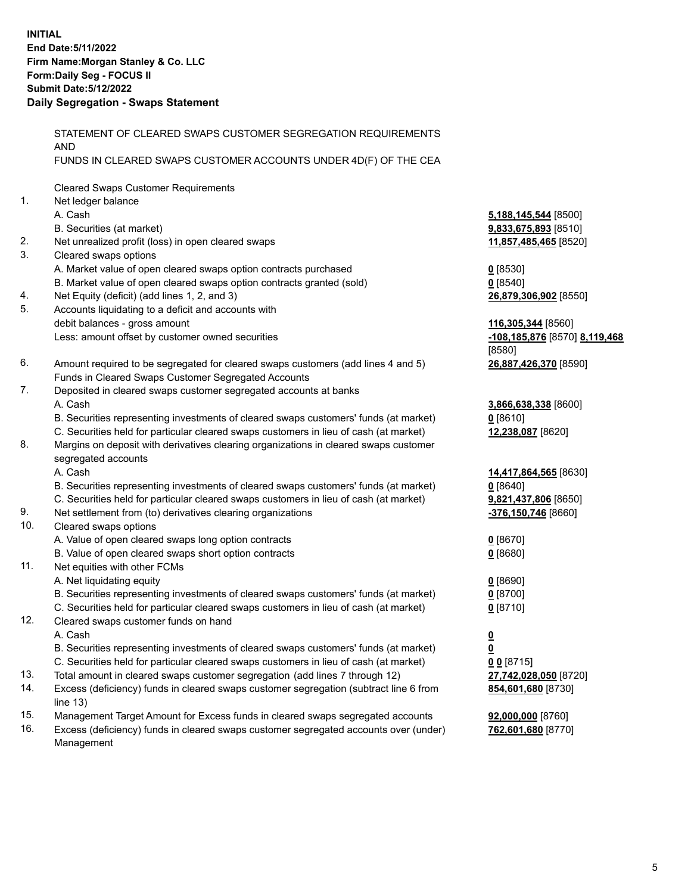**INITIAL**
**End Date:5/11/2022**
**Firm Name:Morgan Stanley & Co. LLC**
**Form:Daily Seg - FOCUS II**
**Submit Date:5/12/2022**
**Daily Segregation - Swaps Statement**

STATEMENT OF CLEARED SWAPS CUSTOMER SEGREGATION REQUIREMENTS AND
FUNDS IN CLEARED SWAPS CUSTOMER ACCOUNTS UNDER 4D(F) OF THE CEA

| | | |
|---|---|---|
| | Cleared Swaps Customer Requirements | |
| 1. | Net ledger balance | |
| | A. Cash | **5,188,145,544** [8500] |
| | B. Securities (at market) | **9,833,675,893** [8510] |
| 2. | Net unrealized profit (loss) in open cleared swaps | **11,857,485,465** [8520] |
| 3. | Cleared swaps options | |
| | A. Market value of open cleared swaps option contracts purchased | **0** [8530] |
| | B. Market value of open cleared swaps option contracts granted (sold) | **0** [8540] |
| 4. | Net Equity (deficit) (add lines 1, 2, and 3) | **26,879,306,902** [8550] |
| 5. | Accounts liquidating to a deficit and accounts with debit balances - gross amount | **116,305,344** [8560] |
| | Less: amount offset by customer owned securities | **-108,185,876** [8570] **8,119,468** [8580] |
| 6. | Amount required to be segregated for cleared swaps customers (add lines 4 and 5) | **26,887,426,370** [8590] |
| | Funds in Cleared Swaps Customer Segregated Accounts | |
| 7. | Deposited in cleared swaps customer segregated accounts at banks | |
| | A. Cash | **3,866,638,338** [8600] |
| | B. Securities representing investments of cleared swaps customers' funds (at market) | **0** [8610] |
| | C. Securities held for particular cleared swaps customers in lieu of cash (at market) | **12,238,087** [8620] |
| 8. | Margins on deposit with derivatives clearing organizations in cleared swaps customer segregated accounts | |
| | A. Cash | **14,417,864,565** [8630] |
| | B. Securities representing investments of cleared swaps customers' funds (at market) | **0** [8640] |
| | C. Securities held for particular cleared swaps customers in lieu of cash (at market) | **9,821,437,806** [8650] |
| 9. | Net settlement from (to) derivatives clearing organizations | **-376,150,746** [8660] |
| 10. | Cleared swaps options | |
| | A. Value of open cleared swaps long option contracts | **0** [8670] |
| | B. Value of open cleared swaps short option contracts | **0** [8680] |
| 11. | Net equities with other FCMs | |
| | A. Net liquidating equity | **0** [8690] |
| | B. Securities representing investments of cleared swaps customers' funds (at market) | **0** [8700] |
| | C. Securities held for particular cleared swaps customers in lieu of cash (at market) | **0** [8710] |
| 12. | Cleared swaps customer funds on hand | |
| | A. Cash | **0** |
| | B. Securities representing investments of cleared swaps customers' funds (at market) | **0** |
| | C. Securities held for particular cleared swaps customers in lieu of cash (at market) | **0** **0** [8715] |
| 13. | Total amount in cleared swaps customer segregation (add lines 7 through 12) | **27,742,028,050** [8720] |
| 14. | Excess (deficiency) funds in cleared swaps customer segregation (subtract line 6 from line 13) | **854,601,680** [8730] |
| 15. | Management Target Amount for Excess funds in cleared swaps segregated accounts | **92,000,000** [8760] |
| 16. | Excess (deficiency) funds in cleared swaps customer segregated accounts over (under) Management | **762,601,680** [8770] |